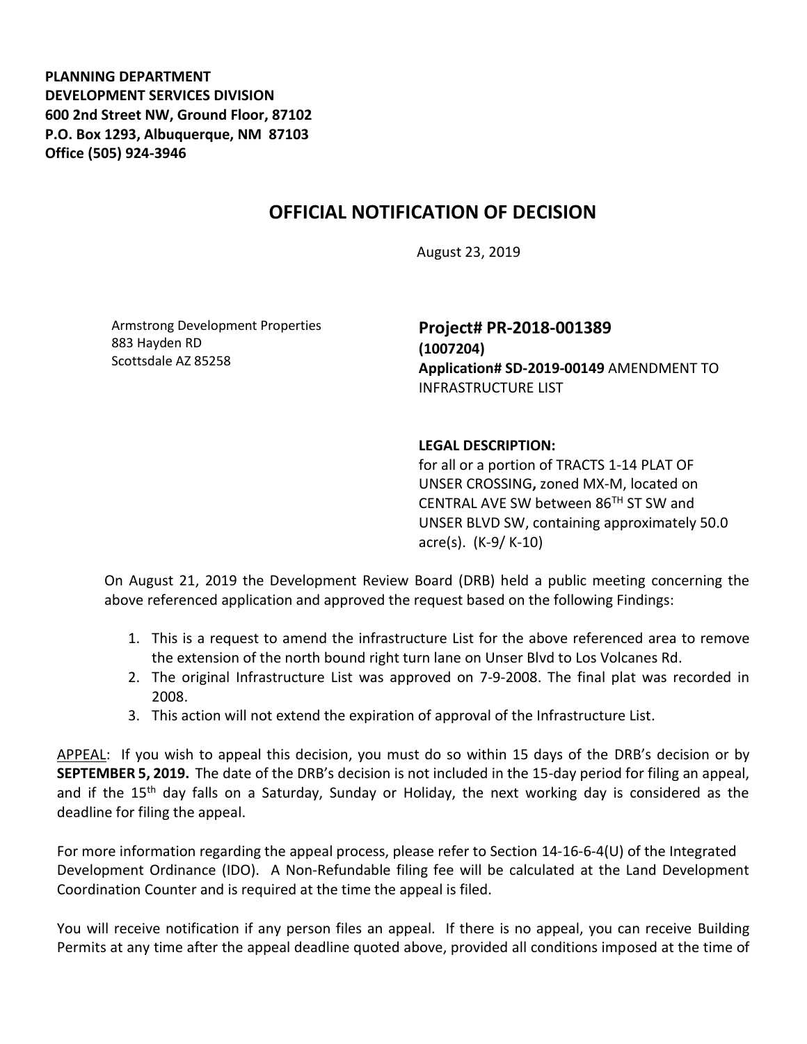**PLANNING DEPARTMENT**
**DEVELOPMENT SERVICES DIVISION**
**600 2nd Street NW, Ground Floor, 87102**
**P.O. Box 1293, Albuquerque, NM 87103**
**Office (505) 924-3946**

# OFFICIAL NOTIFICATION OF DECISION

August 23, 2019

Armstrong Development Properties
883 Hayden RD
Scottsdale AZ 85258

**Project# PR-2018-001389**
**(1007204)**
**Application# SD-2019-00149** AMENDMENT TO INFRASTRUCTURE LIST

**LEGAL DESCRIPTION:**
for all or a portion of TRACTS 1-14 PLAT OF UNSER CROSSING**,** zoned MX-M, located on CENTRAL AVE SW between 86TH ST SW and UNSER BLVD SW, containing approximately 50.0 acre(s). (K-9/ K-10)

On August 21, 2019 the Development Review Board (DRB) held a public meeting concerning the above referenced application and approved the request based on the following Findings:

1. This is a request to amend the infrastructure List for the above referenced area to remove the extension of the north bound right turn lane on Unser Blvd to Los Volcanes Rd.
2. The original Infrastructure List was approved on 7-9-2008. The final plat was recorded in 2008.
3. This action will not extend the expiration of approval of the Infrastructure List.

APPEAL: If you wish to appeal this decision, you must do so within 15 days of the DRB's decision or by **SEPTEMBER 5, 2019.** The date of the DRB's decision is not included in the 15-day period for filing an appeal, and if the 15th day falls on a Saturday, Sunday or Holiday, the next working day is considered as the deadline for filing the appeal.

For more information regarding the appeal process, please refer to Section 14-16-6-4(U) of the Integrated Development Ordinance (IDO). A Non-Refundable filing fee will be calculated at the Land Development Coordination Counter and is required at the time the appeal is filed.

You will receive notification if any person files an appeal. If there is no appeal, you can receive Building Permits at any time after the appeal deadline quoted above, provided all conditions imposed at the time of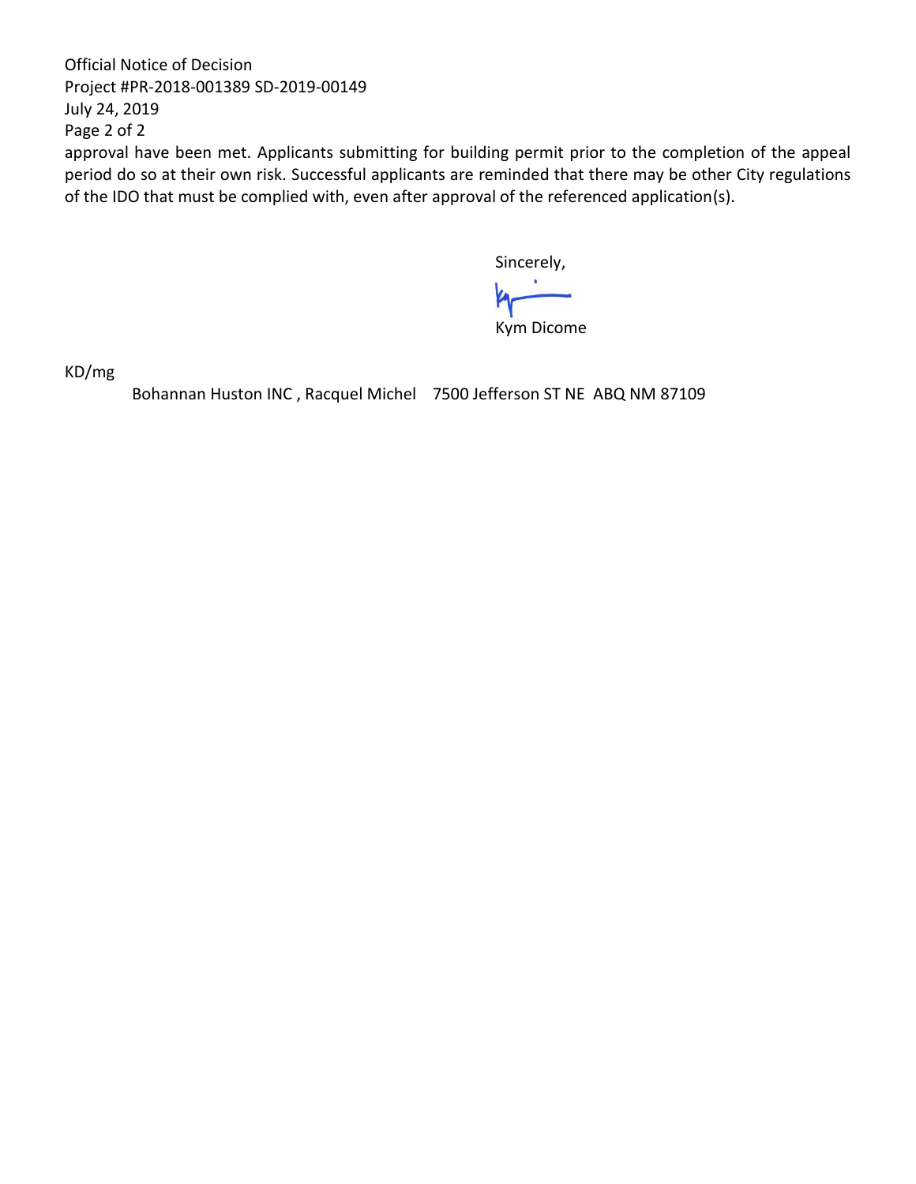approval have been met. Applicants submitting for building permit prior to the completion of the appeal period do so at their own risk. Successful applicants are reminded that there may be other City regulations of the IDO that must be complied with, even after approval of the referenced application(s).

Sincerely,

Kym Dicome

KD/mg

Bohannan Huston INC , Racquel Michel 7500 Jefferson ST NE ABQ NM 87109